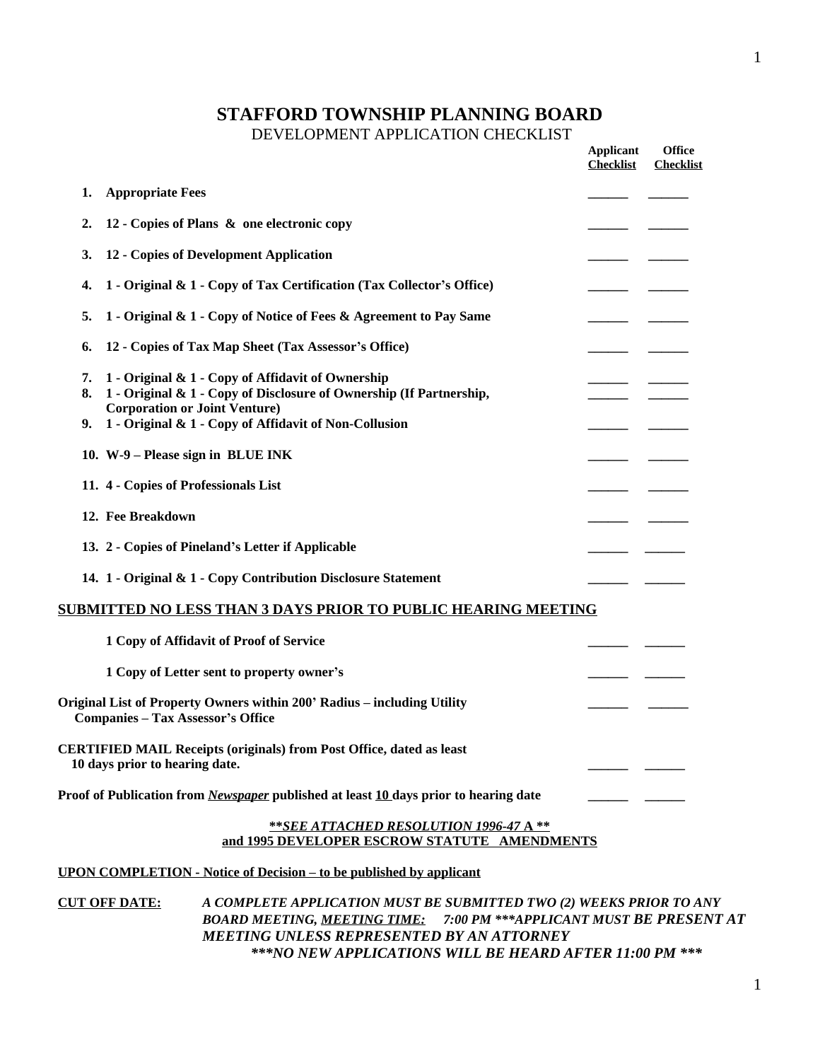# STAFFORD TOWNSHIP PLANNING BOARD

DEVELOPMENT APPLICATION CHECKLIST

| | Applicant Checklist | Office Checklist |
|---|---|---|
| **1. Appropriate Fees** | ______ | ______ |
| **2. 12 - Copies of Plans & one electronic copy** | ______ | ______ |
| **3. 12 - Copies of Development Application** | ______ | ______ |
| **4. 1 - Original & 1 - Copy of Tax Certification (Tax Collector's Office)** | ______ | ______ |
| **5. 1 - Original & 1 - Copy of Notice of Fees & Agreement to Pay Same** | ______ | ______ |
| **6. 12 - Copies of Tax Map Sheet (Tax Assessor's Office)** | ______ | ______ |
| **7. 1 - Original & 1 - Copy of Affidavit of Ownership** | ______ | ______ |
| **8. 1 - Original & 1 - Copy of Disclosure of Ownership (If Partnership, Corporation or Joint Venture)** | ______ | ______ |
| **9. 1 - Original & 1 - Copy of Affidavit of Non-Collusion** | ______ | ______ |
| **10. W-9 – Please sign in BLUE INK** | ______ | ______ |
| **11. 4 - Copies of Professionals List** | ______ | ______ |
| **12. Fee Breakdown** | ______ | ______ |
| **13. 2 - Copies of Pineland's Letter if Applicable** | ______ | ______ |
| **14. 1 - Original & 1 - Copy Contribution Disclosure Statement** | ______ | ______ |

**SUBMITTED NO LESS THAN 3 DAYS PRIOR TO PUBLIC HEARING MEETING**

| | Applicant Checklist | Office Checklist |
|---|---|---|
| **1 Copy of Affidavit of Proof of Service** | ______ | ______ |
| **1 Copy of Letter sent to property owner's** | ______ | ______ |
| **Original List of Property Owners within 200' Radius – including Utility Companies – Tax Assessor's Office** | ______ | ______ |
| **CERTIFIED MAIL Receipts (originals) from Post Office, dated as least 10 days prior to hearing date.** | ______ | ______ |
| **Proof of Publication from *Newspaper* published at least 10 days prior to hearing date** | ______ | ______ |

***\*\*SEE ATTACHED RESOLUTION 1996-47* A \*\***
**and 1995 DEVELOPER ESCROW STATUTE AMENDMENTS**

**UPON COMPLETION - Notice of Decision – to be published by applicant**

**CUT OFF DATE:** ***A COMPLETE APPLICATION MUST BE SUBMITTED TWO (2) WEEKS PRIOR TO ANY BOARD MEETING, MEETING TIME: 7:00 PM \*\*\*APPLICANT MUST BE PRESENT AT MEETING UNLESS REPRESENTED BY AN ATTORNEY***
***\*\*\*NO NEW APPLICATIONS WILL BE HEARD AFTER 11:00 PM \*\*\****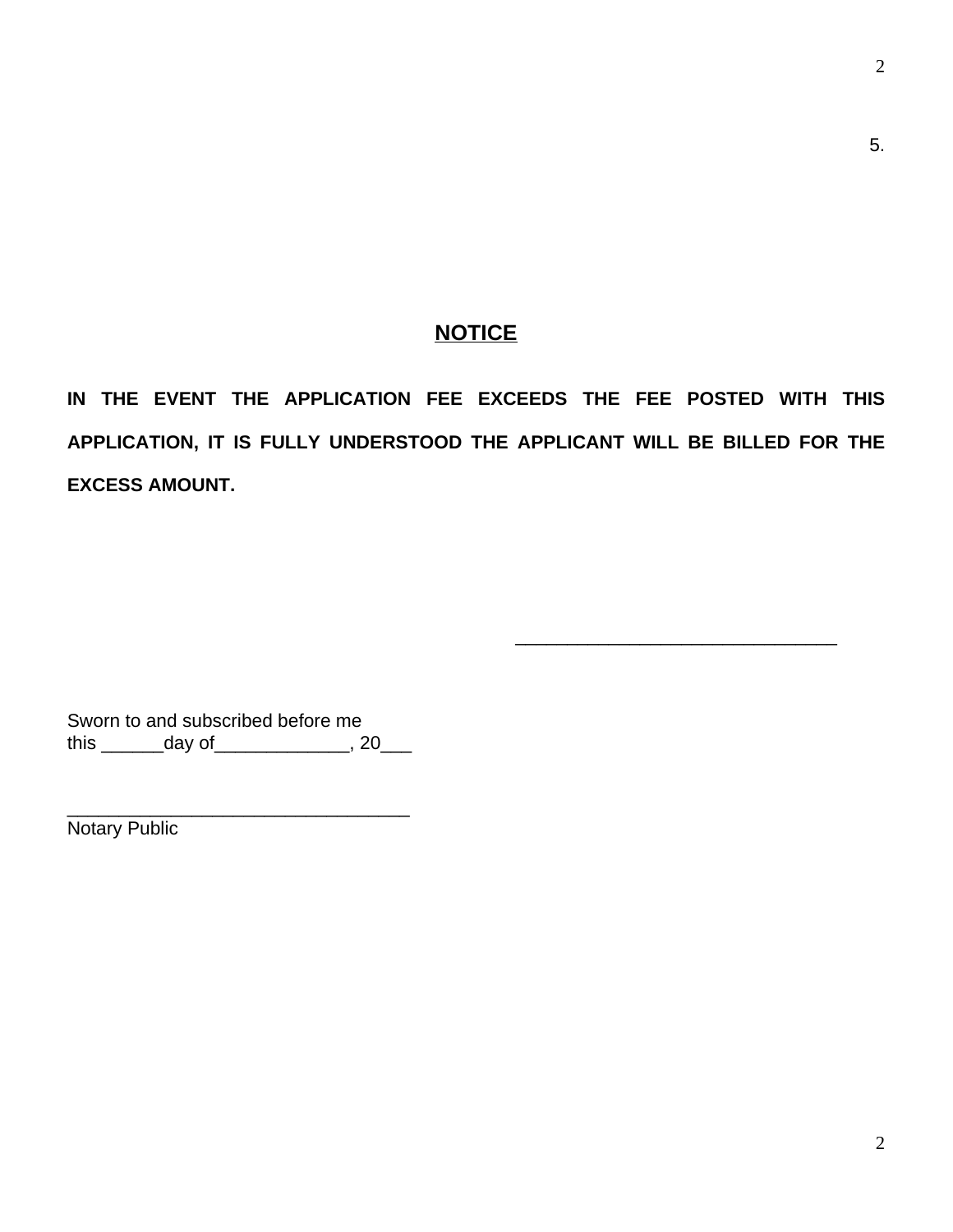5.

## NOTICE

**IN THE EVENT THE APPLICATION FEE EXCEEDS THE FEE POSTED WITH THIS APPLICATION, IT IS FULLY UNDERSTOOD THE APPLICANT WILL BE BILLED FOR THE EXCESS AMOUNT.**

_______________________________

Sworn to and subscribed before me
this ______day of_____________, 20___

_________________________________
Notary Public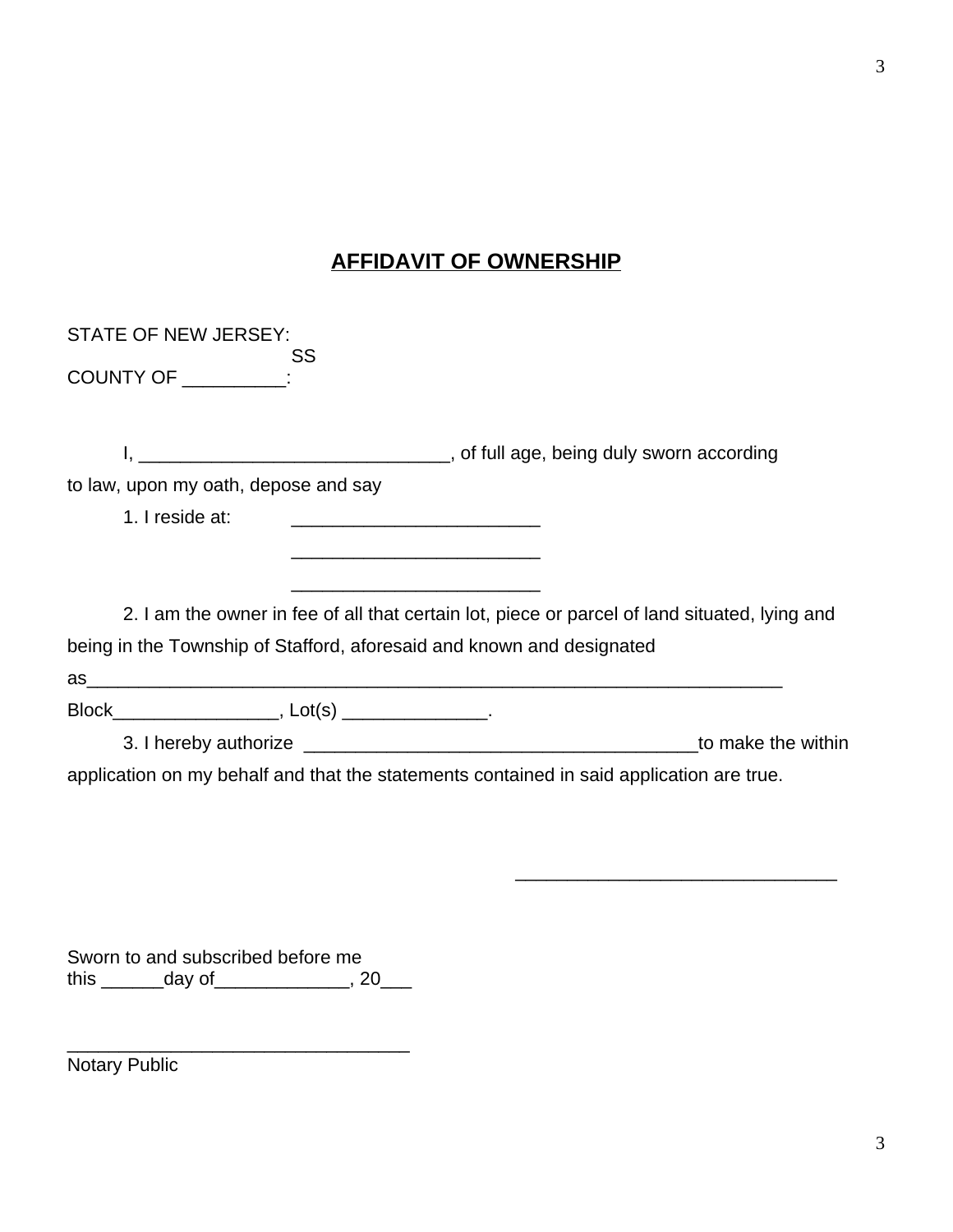# AFFIDAVIT OF OWNERSHIP

STATE OF NEW JERSEY:
SS
COUNTY OF __________:

I, ______________________________, of full age, being duly sworn according to law, upon my oath, depose and say

1. I reside at: ________________________
________________________
________________________

2. I am the owner in fee of all that certain lot, piece or parcel of land situated, lying and being in the Township of Stafford, aforesaid and known and designated as______________________________________________________________________ Block________________, Lot(s) ______________.

3. I hereby authorize ______________________________________to make the within application on my behalf and that the statements contained in said application are true.

_______________________________

Sworn to and subscribed before me
this ______day of_____________, 20___

_________________________________
Notary Public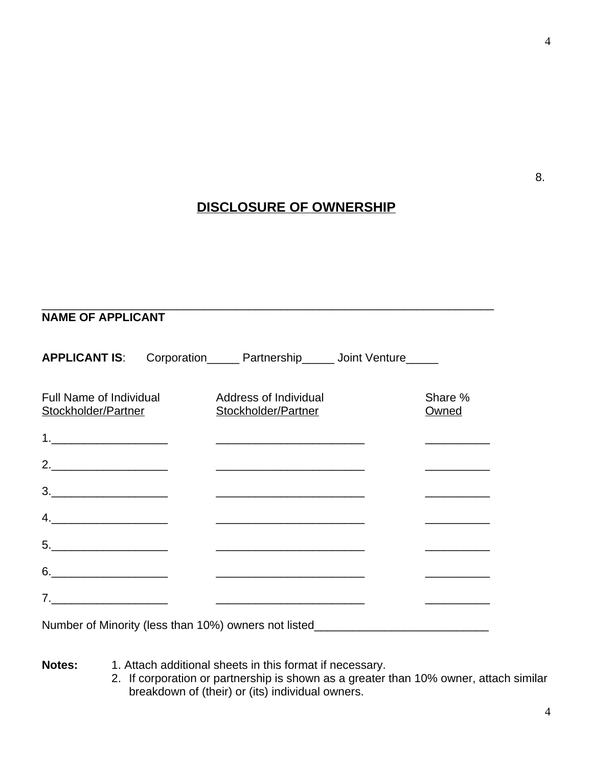8.

# DISCLOSURE OF OWNERSHIP

\_\_\_\_\_\_\_\_\_\_\_\_\_\_\_\_\_\_\_\_\_\_\_\_\_\_\_\_\_\_\_\_\_\_\_\_\_\_\_\_\_\_\_\_\_\_\_\_\_\_\_\_\_\_\_\_\_\_\_\_
**NAME OF APPLICANT**

**APPLICANT IS**: Corporation_____ Partnership_____ Joint Venture_____

| Full Name of Individual Stockholder/Partner | Address of Individual Stockholder/Partner | Share % Owned |
|---|---|---|
| 1.__________________ | ________________________ | __________ |
| 2.__________________ | ________________________ | __________ |
| 3.__________________ | ________________________ | __________ |
| 4.__________________ | ________________________ | __________ |
| 5.__________________ | ________________________ | __________ |
| 6.__________________ | ________________________ | __________ |
| 7.__________________ | ________________________ | __________ |

Number of Minority (less than 10%) owners not listed___________________________

**Notes:**
1. Attach additional sheets in this format if necessary.
2. If corporation or partnership is shown as a greater than 10% owner, attach similar breakdown of (their) or (its) individual owners.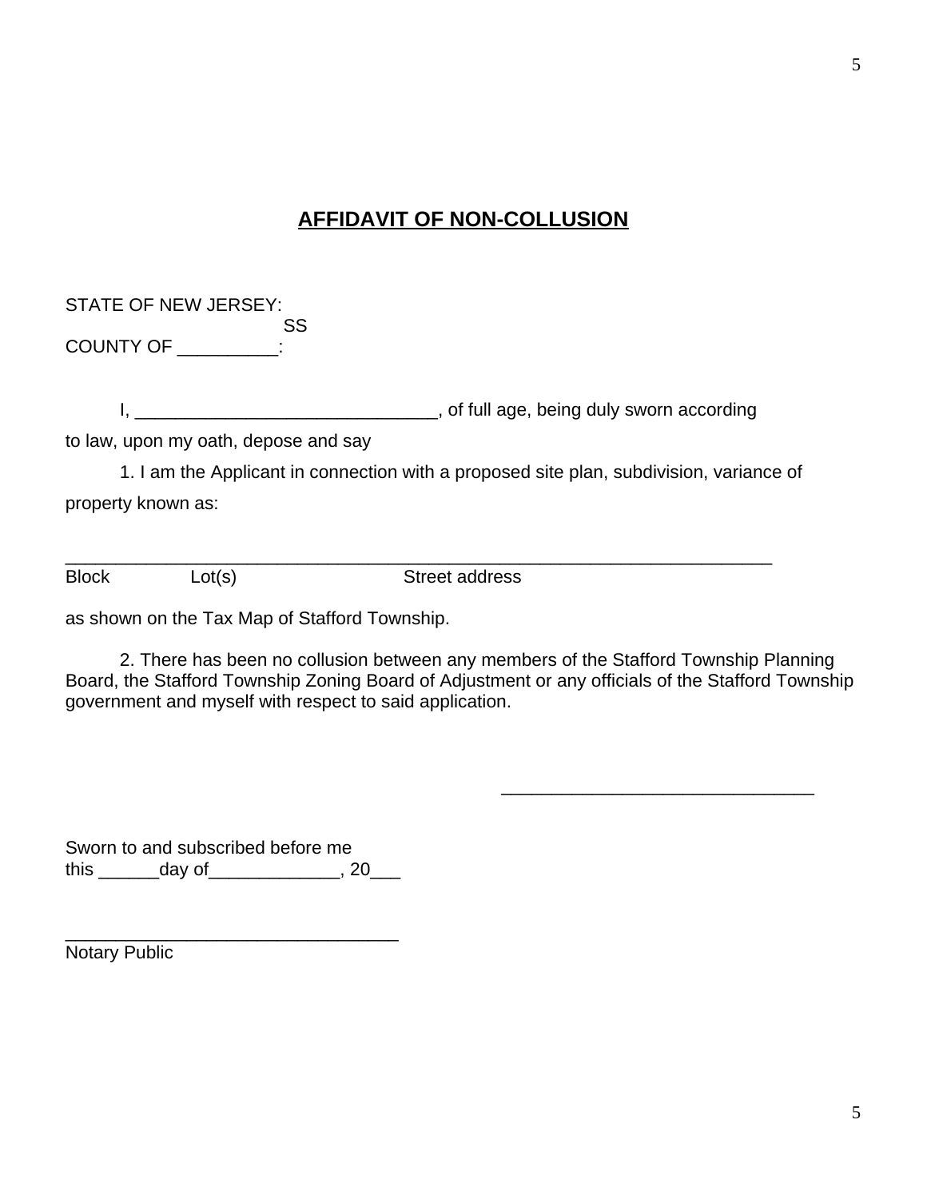# AFFIDAVIT OF NON-COLLUSION

STATE OF NEW JERSEY:
SS
COUNTY OF __________:

I, ______________________________, of full age, being duly sworn according to law, upon my oath, depose and say

1. I am the Applicant in connection with a proposed site plan, subdivision, variance of property known as:

_________________________________________________________________________

Block Lot(s) Street address

as shown on the Tax Map of Stafford Township.

2. There has been no collusion between any members of the Stafford Township Planning Board, the Stafford Township Zoning Board of Adjustment or any officials of the Stafford Township government and myself with respect to said application.

________________________________

Sworn to and subscribed before me
this ______day of_____________, 20___

_________________________________
Notary Public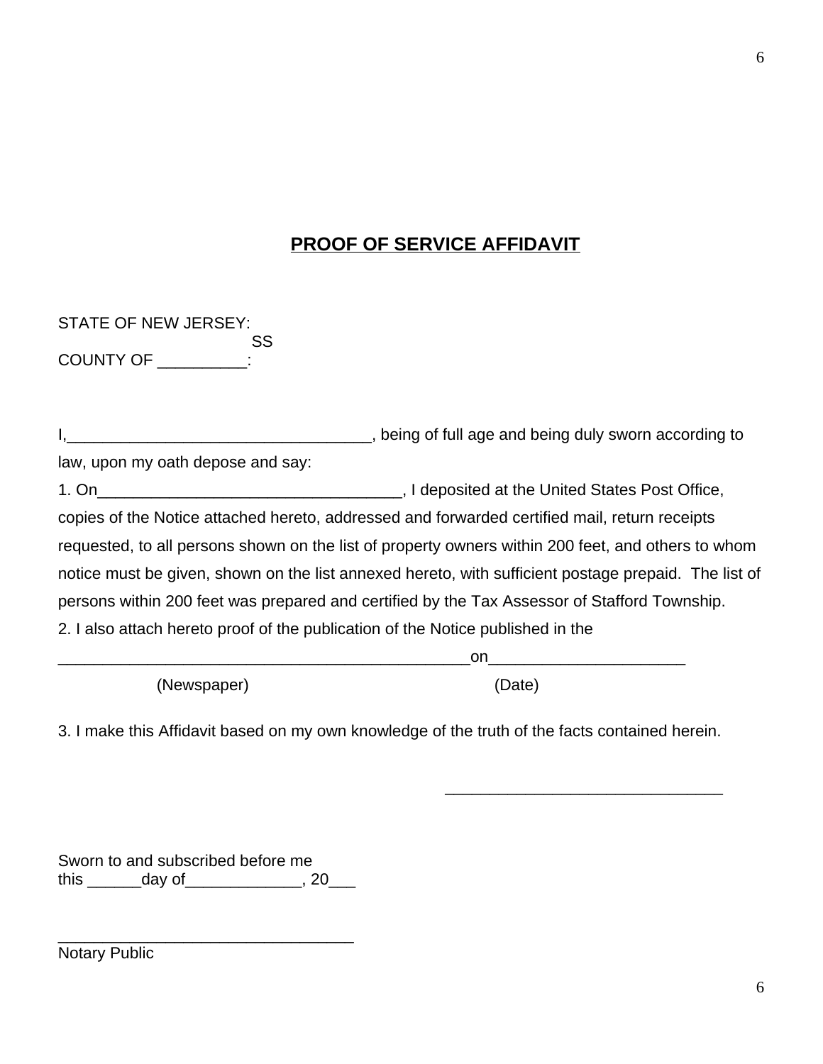# PROOF OF SERVICE AFFIDAVIT

STATE OF NEW JERSEY:
SS
COUNTY OF __________:

I,__________________________________, being of full age and being duly sworn according to law, upon my oath depose and say:

1. On__________________________________, I deposited at the United States Post Office, copies of the Notice attached hereto, addressed and forwarded certified mail, return receipts requested, to all persons shown on the list of property owners within 200 feet, and others to whom notice must be given, shown on the list annexed hereto, with sufficient postage prepaid. The list of persons within 200 feet was prepared and certified by the Tax Assessor of Stafford Township.

2. I also attach hereto proof of the publication of the Notice published in the

_______________________________________________on_____________________
(Newspaper) (Date)

3. I make this Affidavit based on my own knowledge of the truth of the facts contained herein.

_______________________________

Sworn to and subscribed before me
this ______day of_____________, 20___

_________________________________
Notary Public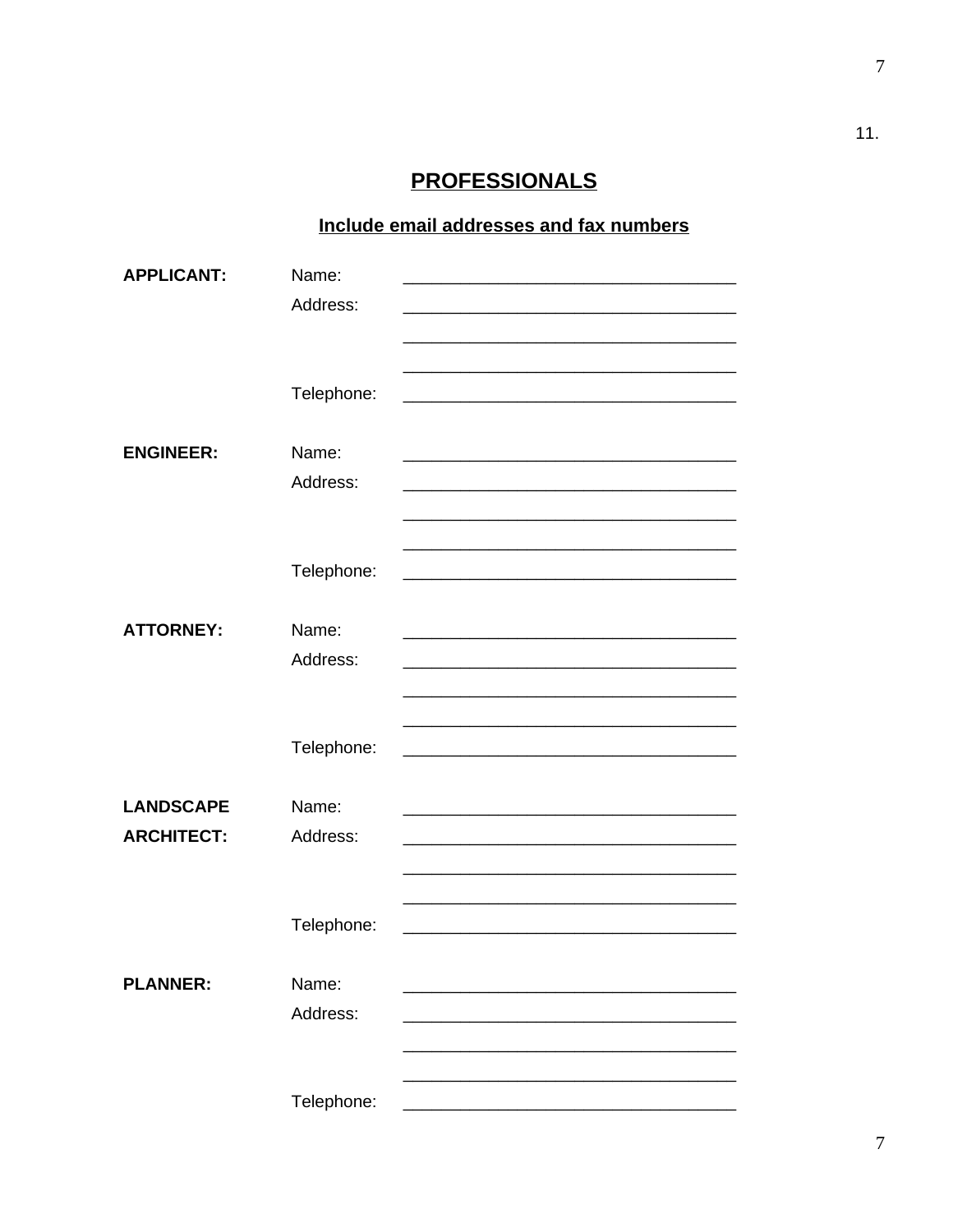11.

# PROFESSIONALS

## Include email addresses and fax numbers

| | | |
|---|---|---|
| **APPLICANT:** | Name: | ___________________________________ |
| | Address: | ___________________________________ |
| | | ___________________________________ |
| | | ___________________________________ |
| | Telephone: | ___________________________________ |
| **ENGINEER:** | Name: | ___________________________________ |
| | Address: | ___________________________________ |
| | | ___________________________________ |
| | | ___________________________________ |
| | Telephone: | ___________________________________ |
| **ATTORNEY:** | Name: | ___________________________________ |
| | Address: | ___________________________________ |
| | | ___________________________________ |
| | | ___________________________________ |
| | Telephone: | ___________________________________ |
| **LANDSCAPE ARCHITECT:** | Name: | ___________________________________ |
| | Address: | ___________________________________ |
| | | ___________________________________ |
| | | ___________________________________ |
| | Telephone: | ___________________________________ |
| **PLANNER:** | Name: | ___________________________________ |
| | Address: | ___________________________________ |
| | | ___________________________________ |
| | | ___________________________________ |
| | Telephone: | ___________________________________ |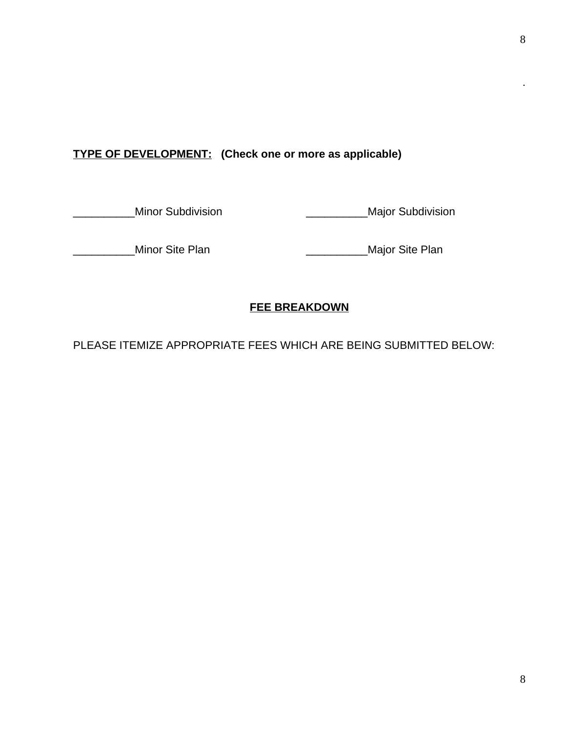**TYPE OF DEVELOPMENT:** **(Check one or more as applicable)**

__________Minor Subdivision __________Major Subdivision

__________Minor Site Plan __________Major Site Plan

**FEE BREAKDOWN**

PLEASE ITEMIZE APPROPRIATE FEES WHICH ARE BEING SUBMITTED BELOW: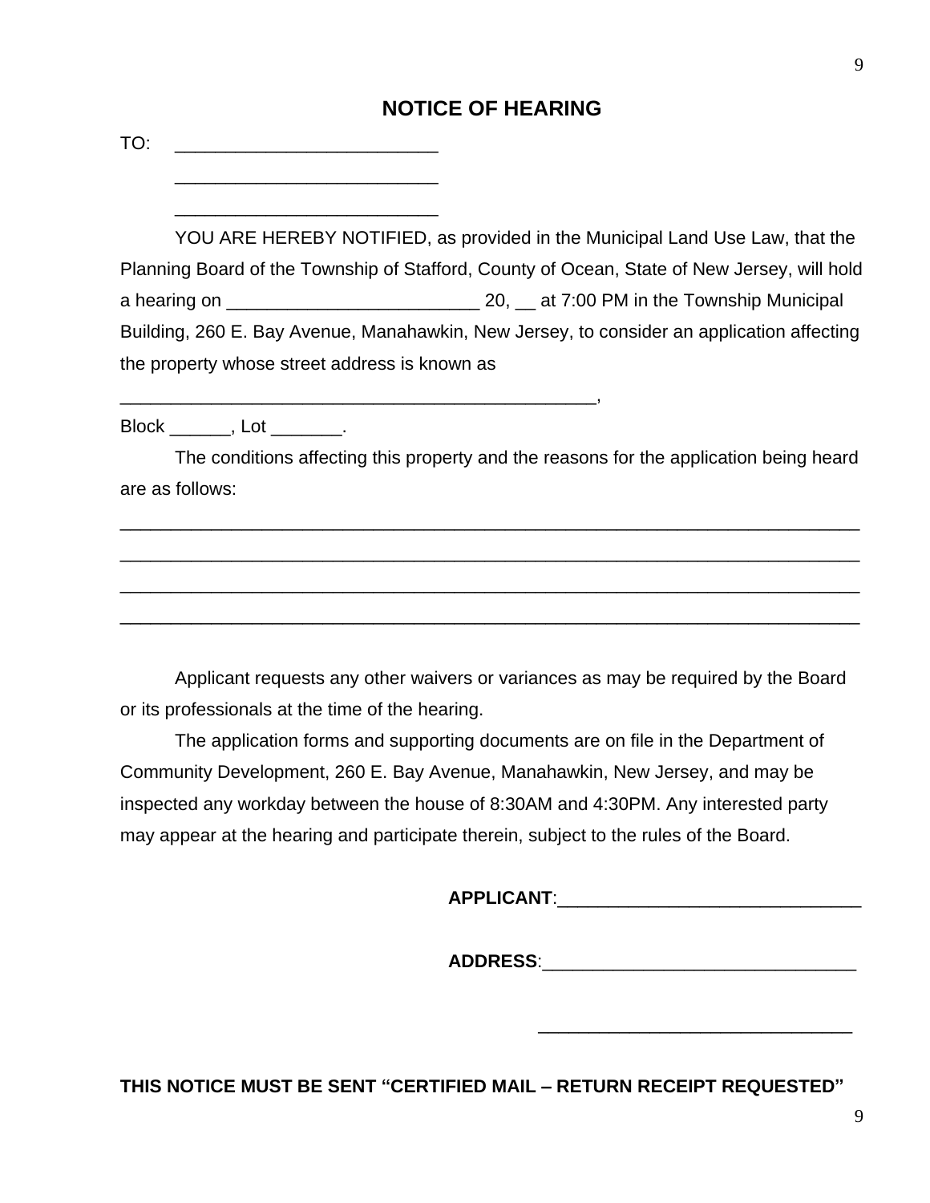# NOTICE OF HEARING

TO: _________________________

_________________________

_________________________

YOU ARE HEREBY NOTIFIED, as provided in the Municipal Land Use Law, that the Planning Board of the Township of Stafford, County of Ocean, State of New Jersey, will hold a hearing on _________________________ 20, __ at 7:00 PM in the Township Municipal Building, 260 E. Bay Avenue, Manahawkin, New Jersey, to consider an application affecting the property whose street address is known as

_______________________________________________,

Block ______, Lot _______.

The conditions affecting this property and the reasons for the application being heard are as follows:

_____________________________________________________________________________

_____________________________________________________________________________

_____________________________________________________________________________

_____________________________________________________________________________

Applicant requests any other waivers or variances as may be required by the Board or its professionals at the time of the hearing.

The application forms and supporting documents are on file in the Department of Community Development, 260 E. Bay Avenue, Manahawkin, New Jersey, and may be inspected any workday between the house of 8:30AM and 4:30PM. Any interested party may appear at the hearing and participate therein, subject to the rules of the Board.

**APPLICANT**:______________________________

**ADDRESS**:_______________________________

_______________________________

**THIS NOTICE MUST BE SENT "CERTIFIED MAIL – RETURN RECEIPT REQUESTED"**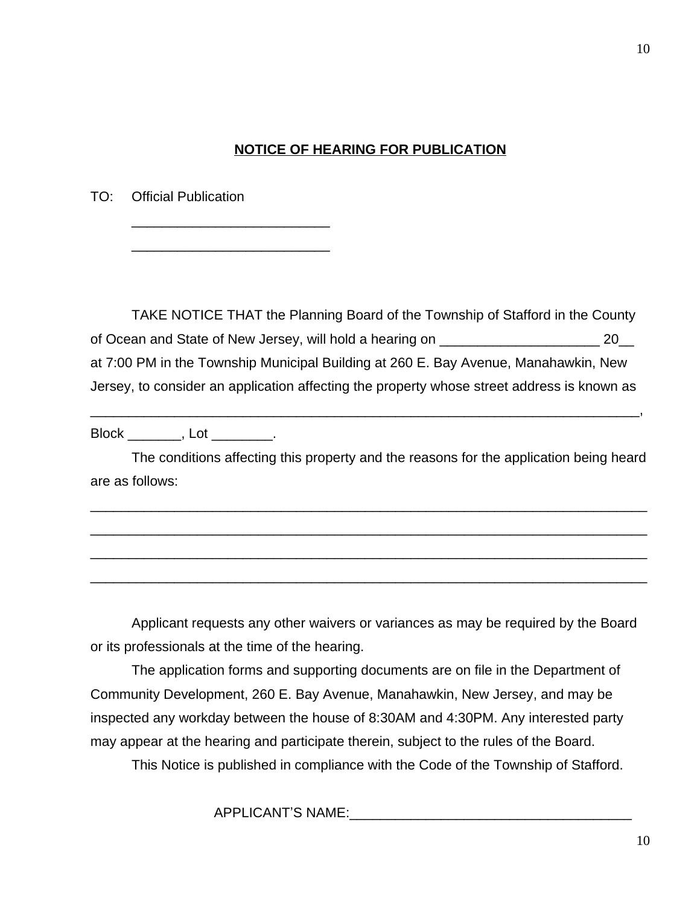**NOTICE OF HEARING FOR PUBLICATION**

TO: Official Publication

__________________________

__________________________

TAKE NOTICE THAT the Planning Board of the Township of Stafford in the County of Ocean and State of New Jersey, will hold a hearing on _____________________ 20__ at 7:00 PM in the Township Municipal Building at 260 E. Bay Avenue, Manahawkin, New Jersey, to consider an application affecting the property whose street address is known as

_________________________________________________________________________,

Block _______, Lot ________.

The conditions affecting this property and the reasons for the application being heard are as follows:

__________________________________________________________________________

__________________________________________________________________________

__________________________________________________________________________

__________________________________________________________________________

Applicant requests any other waivers or variances as may be required by the Board or its professionals at the time of the hearing.

The application forms and supporting documents are on file in the Department of Community Development, 260 E. Bay Avenue, Manahawkin, New Jersey, and may be inspected any workday between the house of 8:30AM and 4:30PM. Any interested party may appear at the hearing and participate therein, subject to the rules of the Board.

This Notice is published in compliance with the Code of the Township of Stafford.

APPLICANT'S NAME:_____________________________________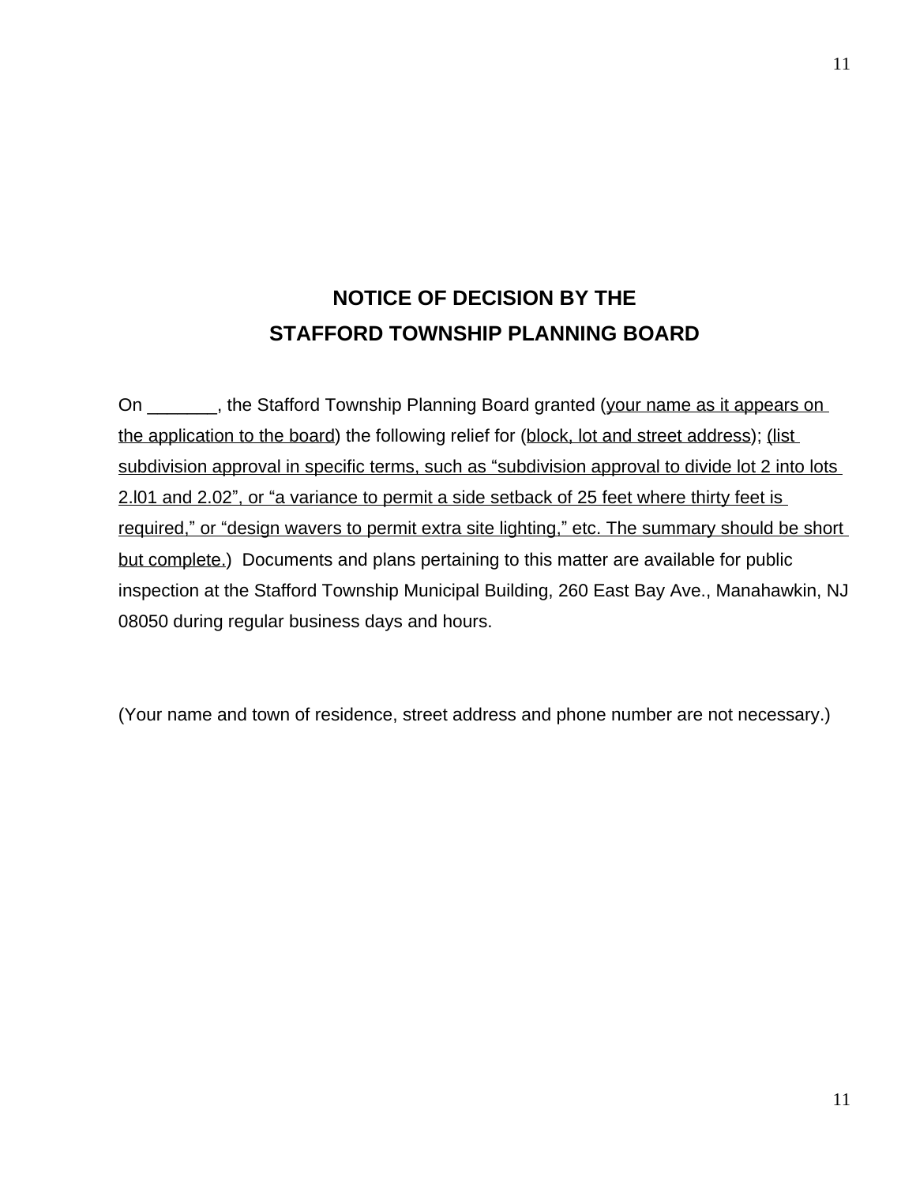# NOTICE OF DECISION BY THE
# STAFFORD TOWNSHIP PLANNING BOARD

On _______, the Stafford Township Planning Board granted (<u>your name as it appears on the application to the board</u>) the following relief for (<u>block, lot and street address</u>); <u>(list subdivision approval in specific terms, such as "subdivision approval to divide lot 2 into lots 2.l01 and 2.02", or "a variance to permit a side setback of 25 feet where thirty feet is required," or "design wavers to permit extra site lighting," etc. The summary should be short but complete.</u>) Documents and plans pertaining to this matter are available for public inspection at the Stafford Township Municipal Building, 260 East Bay Ave., Manahawkin, NJ 08050 during regular business days and hours.

(Your name and town of residence, street address and phone number are not necessary.)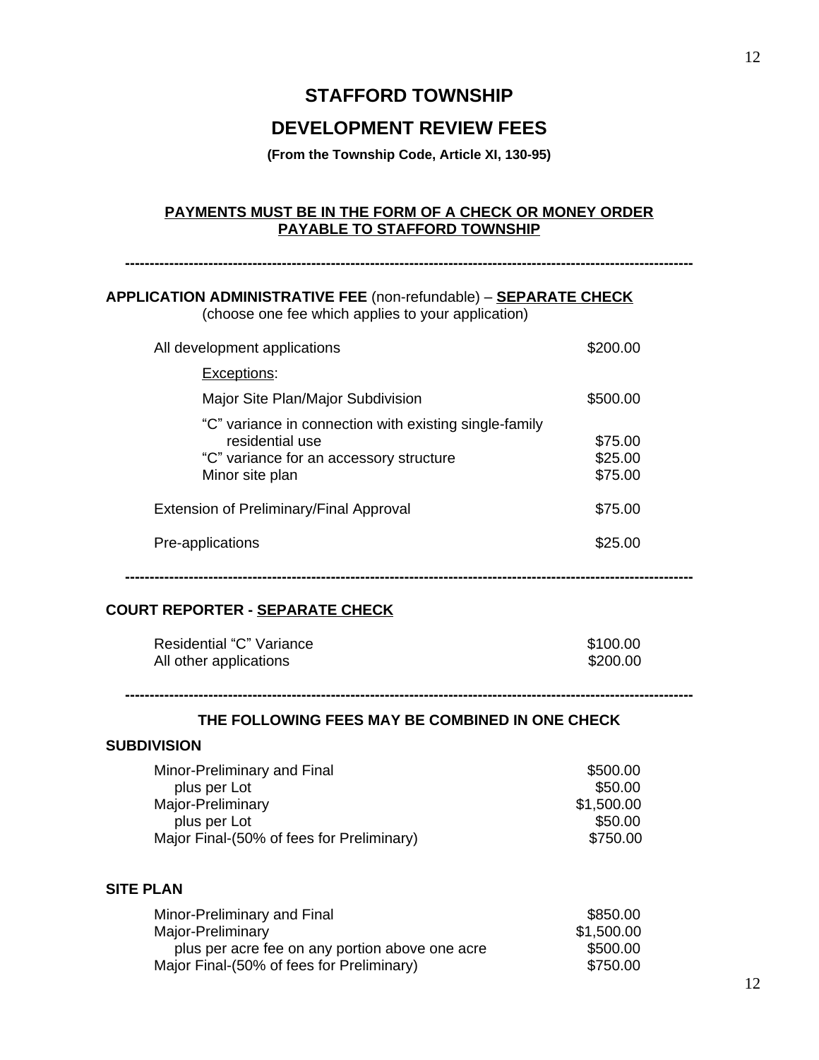# STAFFORD TOWNSHIP

## DEVELOPMENT REVIEW FEES

**(From the Township Code, Article XI, 130-95)**

**PAYMENTS MUST BE IN THE FORM OF A CHECK OR MONEY ORDER PAYABLE TO STAFFORD TOWNSHIP**

---

**APPLICATION ADMINISTRATIVE FEE** (non-refundable) – **SEPARATE CHECK**
(choose one fee which applies to your application)

| | |
|---|---|
| All development applications | $200.00 |
| Exceptions: | |
| Major Site Plan/Major Subdivision | $500.00 |
| "C" variance in connection with existing single-family residential use | $75.00 |
| "C" variance for an accessory structure | $25.00 |
| Minor site plan | $75.00 |
| Extension of Preliminary/Final Approval | $75.00 |
| Pre-applications | $25.00 |

---

**COURT REPORTER - SEPARATE CHECK**

| | |
|---|---|
| Residential "C" Variance | $100.00 |
| All other applications | $200.00 |

---

**THE FOLLOWING FEES MAY BE COMBINED IN ONE CHECK**

**SUBDIVISION**

| | |
|---|---|
| Minor-Preliminary and Final | $500.00 |
| plus per Lot | $50.00 |
| Major-Preliminary | $1,500.00 |
| plus per Lot | $50.00 |
| Major Final-(50% of fees for Preliminary) | $750.00 |

**SITE PLAN**

| | |
|---|---|
| Minor-Preliminary and Final | $850.00 |
| Major-Preliminary | $1,500.00 |
| plus per acre fee on any portion above one acre | $500.00 |
| Major Final-(50% of fees for Preliminary) | $750.00 |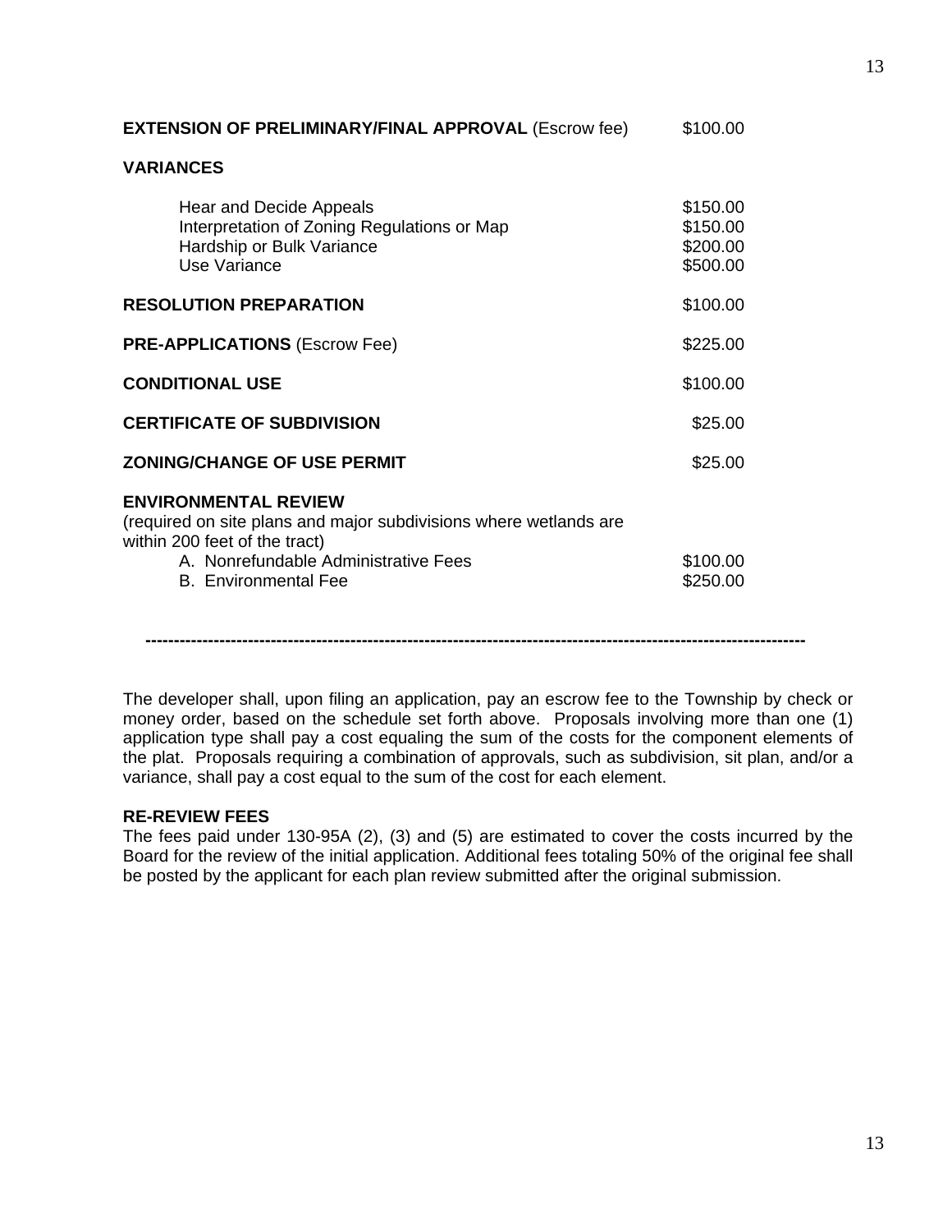| | |
|---|---|
| **EXTENSION OF PRELIMINARY/FINAL APPROVAL** (Escrow fee) | $100.00 |
| **VARIANCES** | |
| Hear and Decide Appeals | $150.00 |
| Interpretation of Zoning Regulations or Map | $150.00 |
| Hardship or Bulk Variance | $200.00 |
| Use Variance | $500.00 |
| **RESOLUTION PREPARATION** | $100.00 |
| **PRE-APPLICATIONS** (Escrow Fee) | $225.00 |
| **CONDITIONAL USE** | $100.00 |
| **CERTIFICATE OF SUBDIVISION** | $25.00 |
| **ZONING/CHANGE OF USE PERMIT** | $25.00 |
| **ENVIRONMENTAL REVIEW** (required on site plans and major subdivisions where wetlands are within 200 feet of the tract) | |
| A. Nonrefundable Administrative Fees | $100.00 |
| B. Environmental Fee | $250.00 |

---

The developer shall, upon filing an application, pay an escrow fee to the Township by check or money order, based on the schedule set forth above. Proposals involving more than one (1) application type shall pay a cost equaling the sum of the costs for the component elements of the plat. Proposals requiring a combination of approvals, such as subdivision, sit plan, and/or a variance, shall pay a cost equal to the sum of the cost for each element.

**RE-REVIEW FEES**

The fees paid under 130-95A (2), (3) and (5) are estimated to cover the costs incurred by the Board for the review of the initial application. Additional fees totaling 50% of the original fee shall be posted by the applicant for each plan review submitted after the original submission.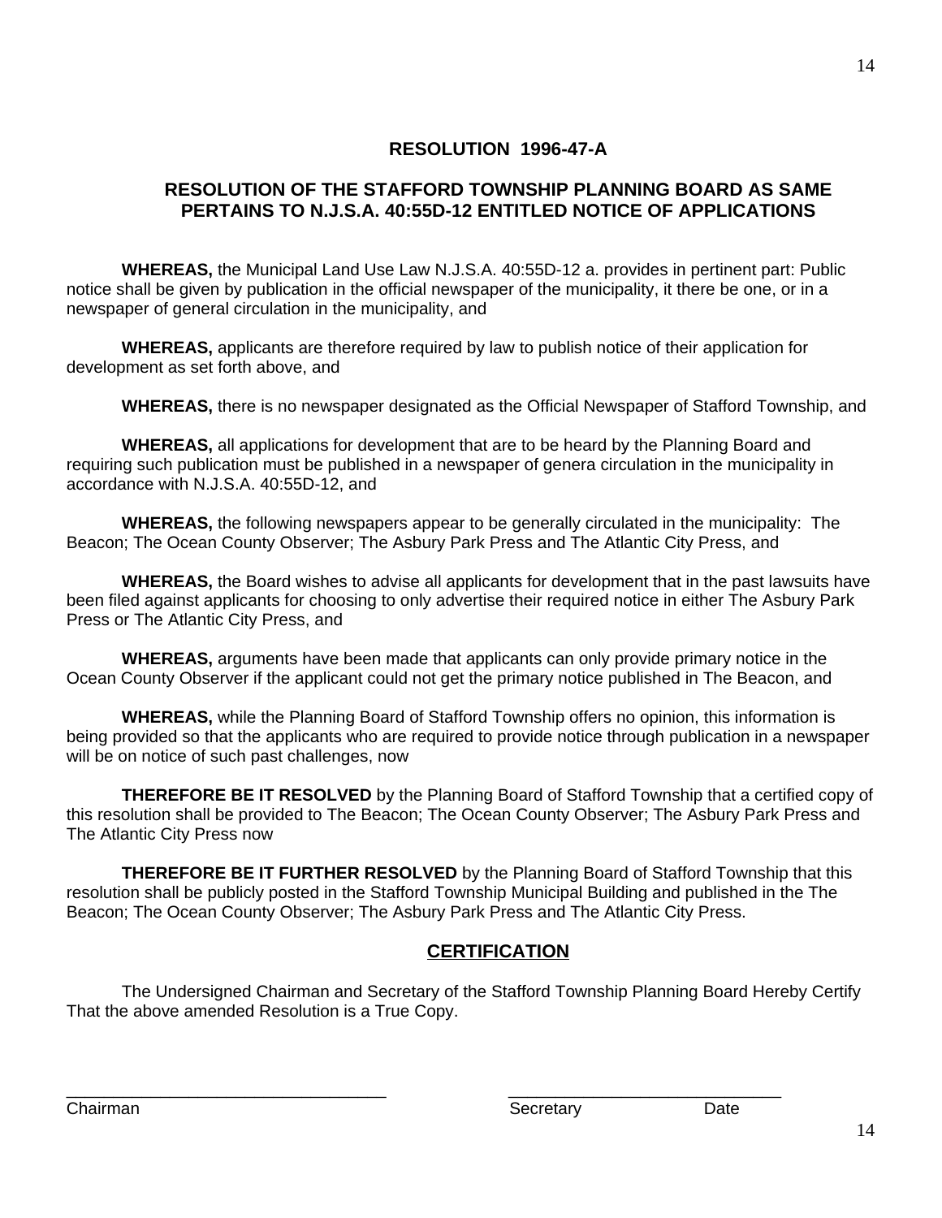## RESOLUTION 1996-47-A

## RESOLUTION OF THE STAFFORD TOWNSHIP PLANNING BOARD AS SAME PERTAINS TO N.J.S.A. 40:55D-12 ENTITLED NOTICE OF APPLICATIONS

**WHEREAS,** the Municipal Land Use Law N.J.S.A. 40:55D-12 a. provides in pertinent part: Public notice shall be given by publication in the official newspaper of the municipality, it there be one, or in a newspaper of general circulation in the municipality, and

**WHEREAS,** applicants are therefore required by law to publish notice of their application for development as set forth above, and

**WHEREAS,** there is no newspaper designated as the Official Newspaper of Stafford Township, and

**WHEREAS,** all applications for development that are to be heard by the Planning Board and requiring such publication must be published in a newspaper of genera circulation in the municipality in accordance with N.J.S.A. 40:55D-12, and

**WHEREAS,** the following newspapers appear to be generally circulated in the municipality: The Beacon; The Ocean County Observer; The Asbury Park Press and The Atlantic City Press, and

**WHEREAS,** the Board wishes to advise all applicants for development that in the past lawsuits have been filed against applicants for choosing to only advertise their required notice in either The Asbury Park Press or The Atlantic City Press, and

**WHEREAS,** arguments have been made that applicants can only provide primary notice in the Ocean County Observer if the applicant could not get the primary notice published in The Beacon, and

**WHEREAS,** while the Planning Board of Stafford Township offers no opinion, this information is being provided so that the applicants who are required to provide notice through publication in a newspaper will be on notice of such past challenges, now

**THEREFORE BE IT RESOLVED** by the Planning Board of Stafford Township that a certified copy of this resolution shall be provided to The Beacon; The Ocean County Observer; The Asbury Park Press and The Atlantic City Press now

**THEREFORE BE IT FURTHER RESOLVED** by the Planning Board of Stafford Township that this resolution shall be publicly posted in the Stafford Township Municipal Building and published in the The Beacon; The Ocean County Observer; The Asbury Park Press and The Atlantic City Press.

## CERTIFICATION

The Undersigned Chairman and Secretary of the Stafford Township Planning Board Hereby Certify That the above amended Resolution is a True Copy.

\_\_\_\_\_\_\_\_\_\_\_\_\_\_\_\_\_\_\_\_\_\_\_\_\_\_\_\_\_\_\_\_\_\_ &nbsp;&nbsp;&nbsp;&nbsp; \_\_\_\_\_\_\_\_\_\_\_\_\_\_\_\_\_\_\_\_\_\_\_\_\_\_\_\_\_

Chairman &nbsp;&nbsp;&nbsp;&nbsp; Secretary &nbsp;&nbsp;&nbsp;&nbsp; Date